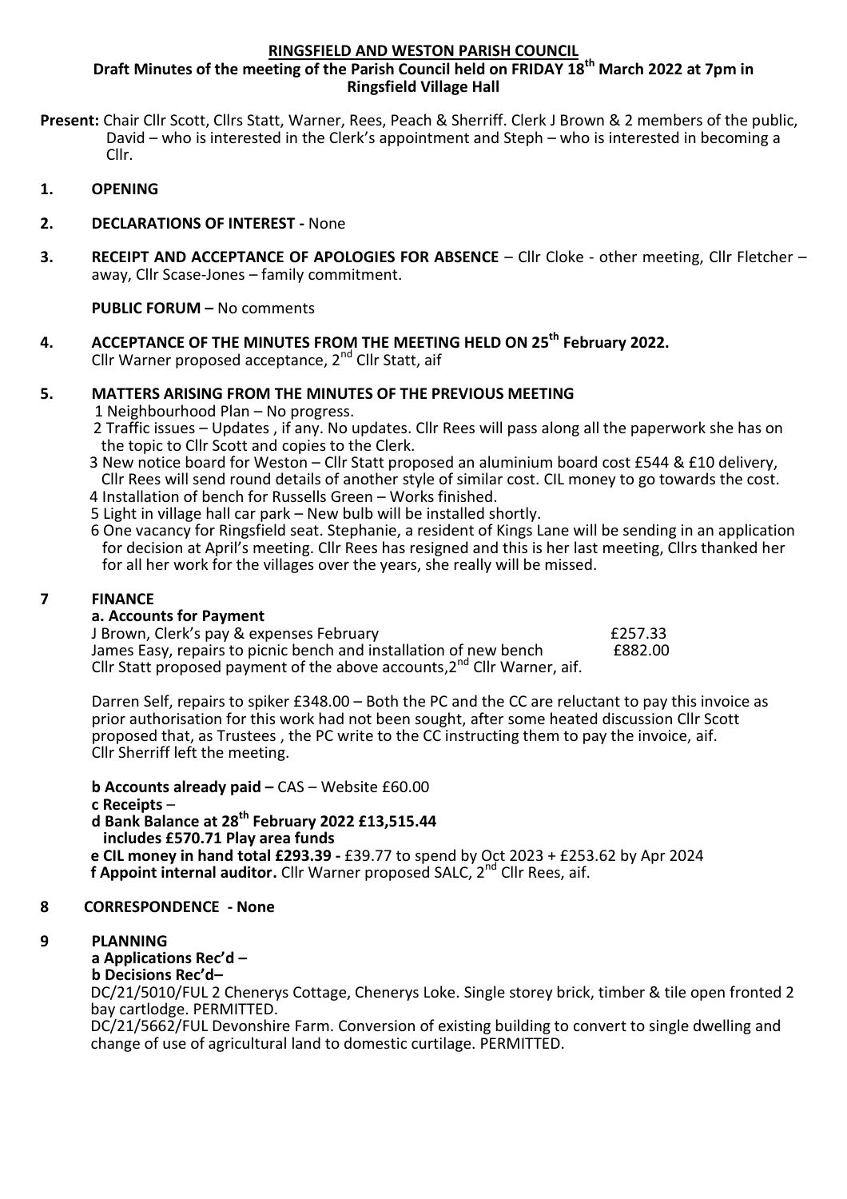**RINGSFIELD AND WESTON PARISH COUNCIL**

**Draft Minutes of the meeting of the Parish Council held on FRIDAY 18th March 2022 at 7pm in Ringsfield Village Hall**

**Present:** Chair Cllr Scott, Cllrs Statt, Warner, Rees, Peach & Sherriff. Clerk J Brown & 2 members of the public, David – who is interested in the Clerk's appointment and Steph – who is interested in becoming a Cllr.

**1. OPENING**

**2. DECLARATIONS OF INTEREST -** None

**3. RECEIPT AND ACCEPTANCE OF APOLOGIES FOR ABSENCE** – Cllr Cloke - other meeting, Cllr Fletcher – away, Cllr Scase-Jones – family commitment.

**PUBLIC FORUM –** No comments

**4. ACCEPTANCE OF THE MINUTES FROM THE MEETING HELD ON 25th February 2022.**
Cllr Warner proposed acceptance, 2nd Cllr Statt, aif

**5. MATTERS ARISING FROM THE MINUTES OF THE PREVIOUS MEETING**

1 Neighbourhood Plan – No progress.
2 Traffic issues – Updates , if any. No updates. Cllr Rees will pass along all the paperwork she has on the topic to Cllr Scott and copies to the Clerk.
3 New notice board for Weston – Cllr Statt proposed an aluminium board cost £544 & £10 delivery, Cllr Rees will send round details of another style of similar cost. CIL money to go towards the cost.
4 Installation of bench for Russells Green – Works finished.
5 Light in village hall car park – New bulb will be installed shortly.
6 One vacancy for Ringsfield seat. Stephanie, a resident of Kings Lane will be sending in an application for decision at April's meeting. Cllr Rees has resigned and this is her last meeting, Cllrs thanked her for all her work for the villages over the years, she really will be missed.

**7 FINANCE**

**a. Accounts for Payment**

| | |
|---|---|
| J Brown, Clerk's pay & expenses February | £257.33 |
| James Easy, repairs to picnic bench and installation of new bench | £882.00 |

Cllr Statt proposed payment of the above accounts,2nd Cllr Warner, aif.

Darren Self, repairs to spiker £348.00 – Both the PC and the CC are reluctant to pay this invoice as prior authorisation for this work had not been sought, after some heated discussion Cllr Scott proposed that, as Trustees , the PC write to the CC instructing them to pay the invoice, aif.
Cllr Sherriff left the meeting.

**b Accounts already paid –** CAS – Website £60.00
**c Receipts** –
**d Bank Balance at 28th February 2022 £13,515.44**
**includes £570.71 Play area funds**
**e CIL money in hand total £293.39 -** £39.77 to spend by Oct 2023 + £253.62 by Apr 2024
**f Appoint internal auditor.** Cllr Warner proposed SALC, 2nd Cllr Rees, aif.

**8 CORRESPONDENCE - None**

**9 PLANNING**

**a Applications Rec'd –**
**b Decisions Rec'd–**
DC/21/5010/FUL 2 Chenerys Cottage, Chenerys Loke. Single storey brick, timber & tile open fronted 2 bay cartlodge. PERMITTED.
DC/21/5662/FUL Devonshire Farm. Conversion of existing building to convert to single dwelling and change of use of agricultural land to domestic curtilage. PERMITTED.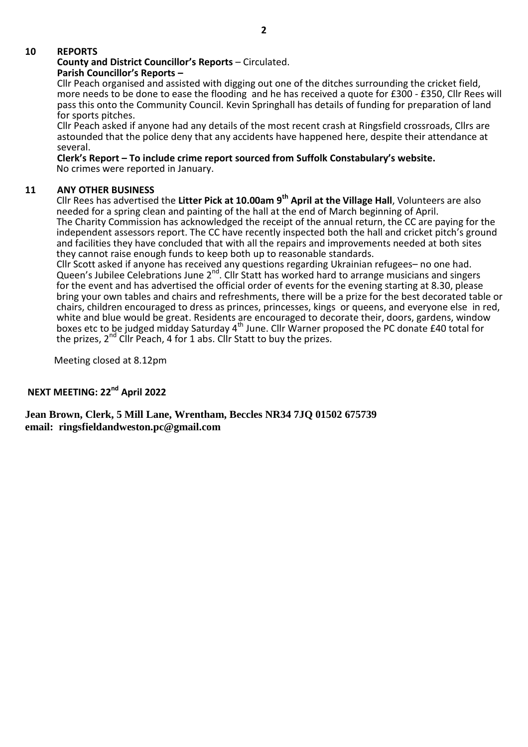## 10 REPORTS

**County and District Councillor's Reports** – Circulated.

**Parish Councillor's Reports –**

Cllr Peach organised and assisted with digging out one of the ditches surrounding the cricket field, more needs to be done to ease the flooding and he has received a quote for £300 - £350, Cllr Rees will pass this onto the Community Council. Kevin Springhall has details of funding for preparation of land for sports pitches.

Cllr Peach asked if anyone had any details of the most recent crash at Ringsfield crossroads, Cllrs are astounded that the police deny that any accidents have happened here, despite their attendance at several.

**Clerk's Report – To include crime report sourced from Suffolk Constabulary's website.**

No crimes were reported in January.

## 11 ANY OTHER BUSINESS

Cllr Rees has advertised the **Litter Pick at 10.00am 9th April at the Village Hall**, Volunteers are also needed for a spring clean and painting of the hall at the end of March beginning of April.

The Charity Commission has acknowledged the receipt of the annual return, the CC are paying for the independent assessors report. The CC have recently inspected both the hall and cricket pitch's ground and facilities they have concluded that with all the repairs and improvements needed at both sites they cannot raise enough funds to keep both up to reasonable standards.

Cllr Scott asked if anyone has received any questions regarding Ukrainian refugees– no one had.

Queen's Jubilee Celebrations June 2nd. Cllr Statt has worked hard to arrange musicians and singers for the event and has advertised the official order of events for the evening starting at 8.30, please bring your own tables and chairs and refreshments, there will be a prize for the best decorated table or chairs, children encouraged to dress as princes, princesses, kings or queens, and everyone else in red, white and blue would be great. Residents are encouraged to decorate their, doors, gardens, window boxes etc to be judged midday Saturday 4th June. Cllr Warner proposed the PC donate £40 total for the prizes, 2nd Cllr Peach, 4 for 1 abs. Cllr Statt to buy the prizes.

Meeting closed at 8.12pm

**NEXT MEETING: 22nd April 2022**

**Jean Brown, Clerk, 5 Mill Lane, Wrentham, Beccles NR34 7JQ 01502 675739**
**email: ringsfieldandweston.pc@gmail.com**